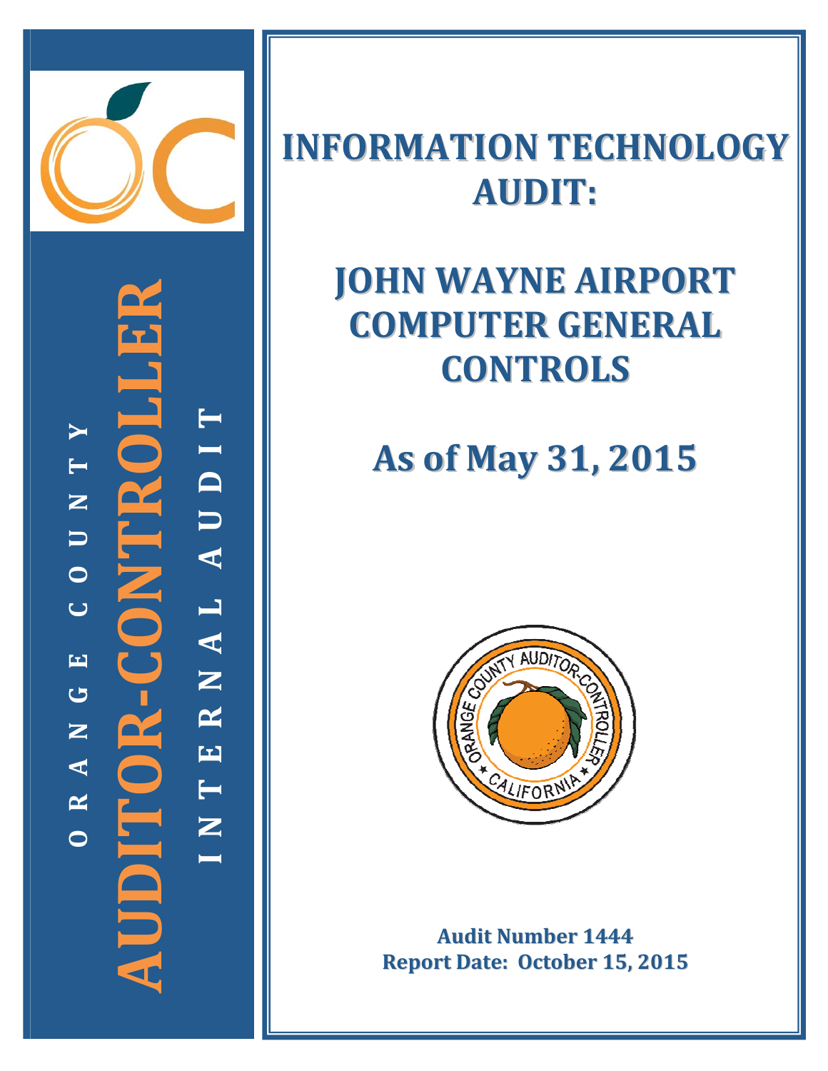ORANGE COUNTY

AUDITOR-CONTROLLER

INTERNAL AUDIT

# INFORMATION TECHNOLOGY AUDIT:

# JOHN WAYNE AIRPORT COMPUTER GENERAL CONTROLS

## As of May 31, 2015

**Audit Number 1444**
**Report Date: October 15, 2015**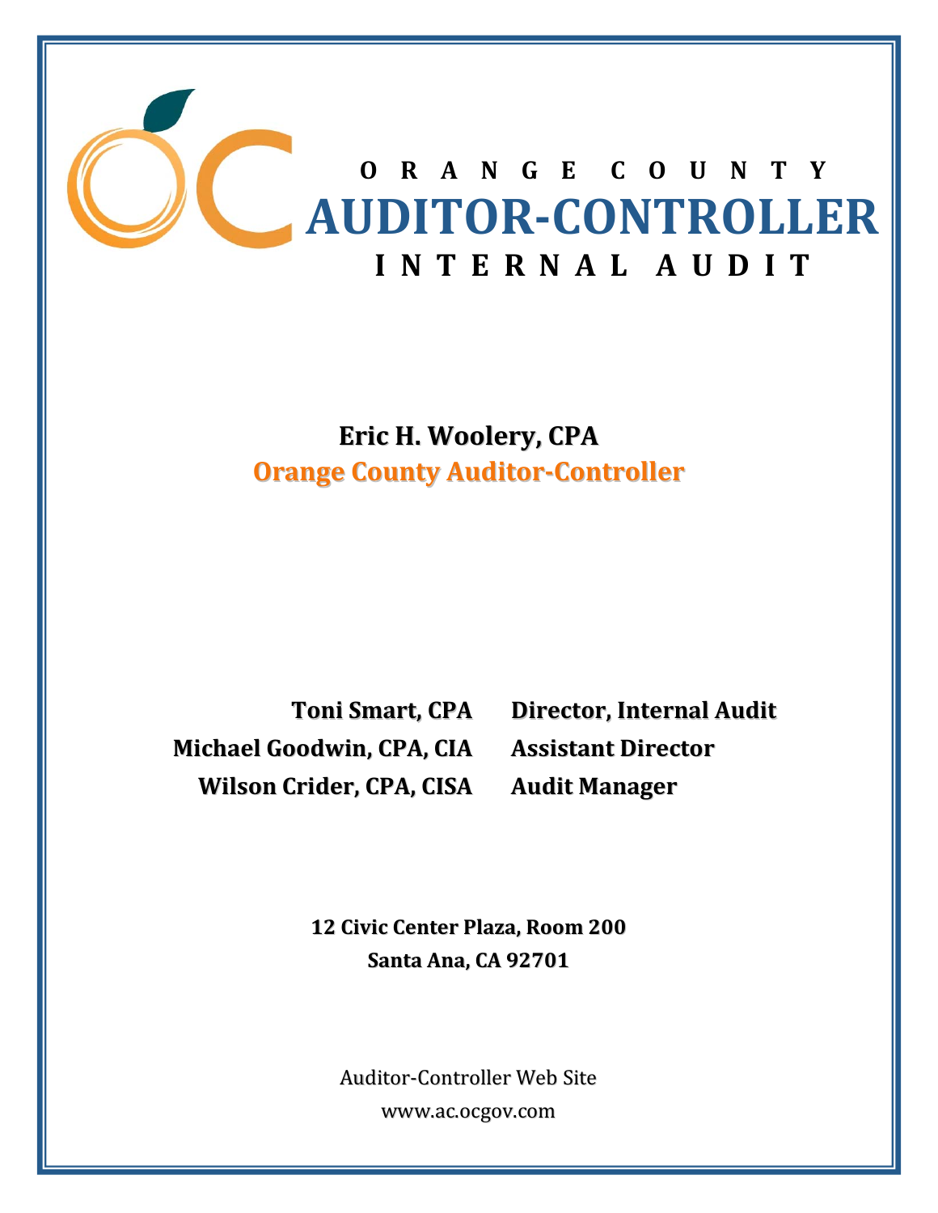# ORANGE COUNTY AUDITOR-CONTROLLER

## INTERNAL AUDIT

**Eric H. Woolery, CPA**
**Orange County Auditor-Controller**

| | |
|---|---|
| **Toni Smart, CPA** | **Director, Internal Audit** |
| **Michael Goodwin, CPA, CIA** | **Assistant Director** |
| **Wilson Crider, CPA, CISA** | **Audit Manager** |

**12 Civic Center Plaza, Room 200**
**Santa Ana, CA 92701**

Auditor-Controller Web Site
www.ac.ocgov.com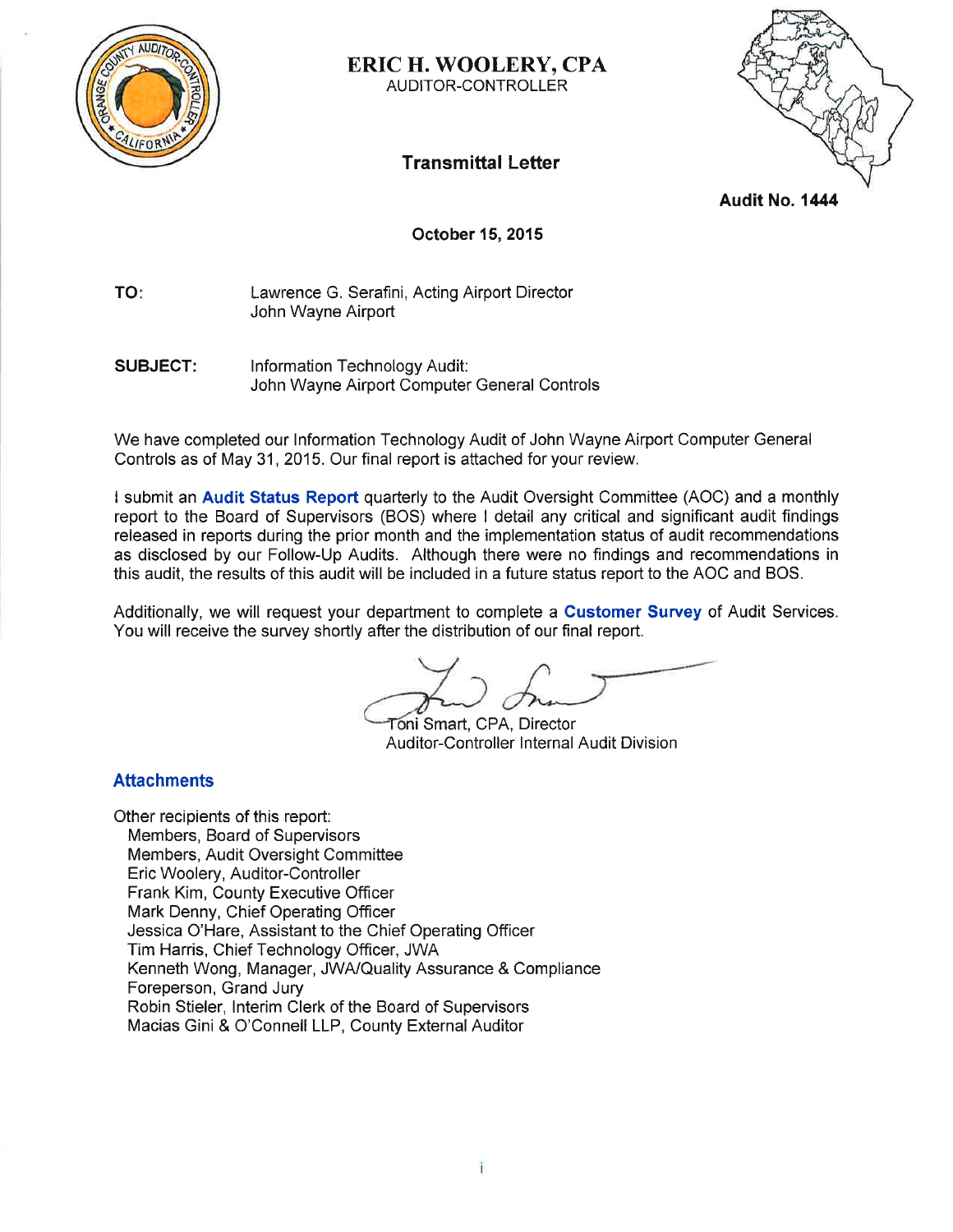# ERIC H. WOOLERY, CPA
AUDITOR-CONTROLLER

## Transmittal Letter

**Audit No. 1444**

**October 15, 2015**

**TO:** Lawrence G. Serafini, Acting Airport Director
John Wayne Airport

**SUBJECT:** Information Technology Audit:
John Wayne Airport Computer General Controls

We have completed our Information Technology Audit of John Wayne Airport Computer General Controls as of May 31, 2015. Our final report is attached for your review.

I submit an **Audit Status Report** quarterly to the Audit Oversight Committee (AOC) and a monthly report to the Board of Supervisors (BOS) where I detail any critical and significant audit findings released in reports during the prior month and the implementation status of audit recommendations as disclosed by our Follow-Up Audits. Although there were no findings and recommendations in this audit, the results of this audit will be included in a future status report to the AOC and BOS.

Additionally, we will request your department to complete a **Customer Survey** of Audit Services. You will receive the survey shortly after the distribution of our final report.

Toni Smart, CPA, Director
Auditor-Controller Internal Audit Division

**Attachments**

Other recipients of this report:
- Members, Board of Supervisors
- Members, Audit Oversight Committee
- Eric Woolery, Auditor-Controller
- Frank Kim, County Executive Officer
- Mark Denny, Chief Operating Officer
- Jessica O'Hare, Assistant to the Chief Operating Officer
- Tim Harris, Chief Technology Officer, JWA
- Kenneth Wong, Manager, JWA/Quality Assurance & Compliance
- Foreperson, Grand Jury
- Robin Stieler, Interim Clerk of the Board of Supervisors
- Macias Gini & O'Connell LLP, County External Auditor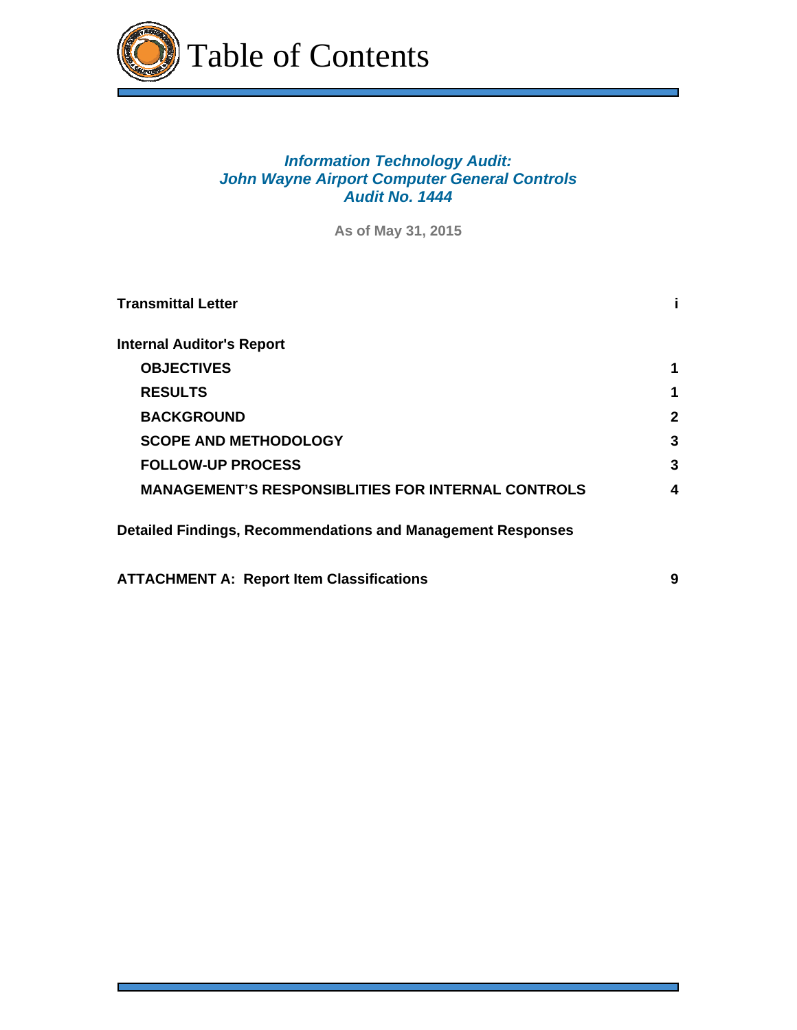# Table of Contents

***Information Technology Audit:***
***John Wayne Airport Computer General Controls***
***Audit No. 1444***

**As of May 31, 2015**

| | |
|---|---|
| **Transmittal Letter** | **i** |
| **Internal Auditor's Report** | |
| **OBJECTIVES** | **1** |
| **RESULTS** | **1** |
| **BACKGROUND** | **2** |
| **SCOPE AND METHODOLOGY** | **3** |
| **FOLLOW-UP PROCESS** | **3** |
| **MANAGEMENT'S RESPONSIBLITIES FOR INTERNAL CONTROLS** | **4** |
| **Detailed Findings, Recommendations and Management Responses** | |
| **ATTACHMENT A: Report Item Classifications** | **9** |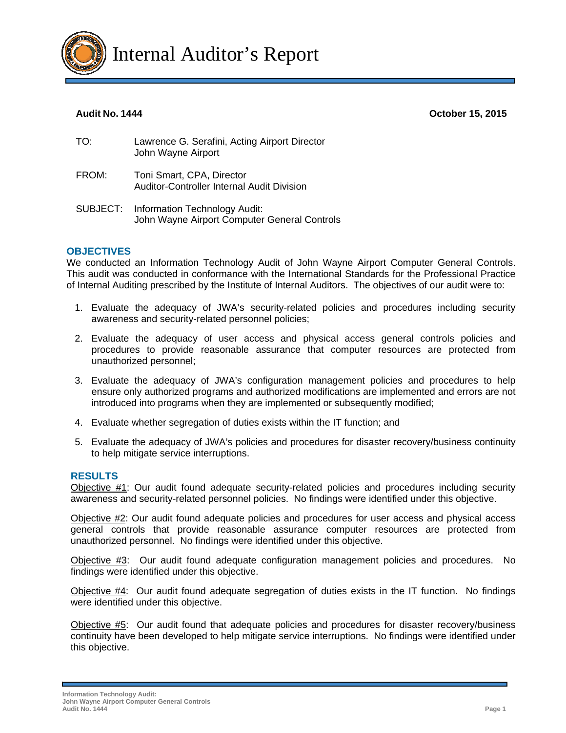# Internal Auditor's Report

**Audit No. 1444** **October 15, 2015**

TO: Lawrence G. Serafini, Acting Airport Director
John Wayne Airport

FROM: Toni Smart, CPA, Director
Auditor-Controller Internal Audit Division

SUBJECT: Information Technology Audit:
John Wayne Airport Computer General Controls

## OBJECTIVES

We conducted an Information Technology Audit of John Wayne Airport Computer General Controls. This audit was conducted in conformance with the International Standards for the Professional Practice of Internal Auditing prescribed by the Institute of Internal Auditors. The objectives of our audit were to:

1. Evaluate the adequacy of JWA's security-related policies and procedures including security awareness and security-related personnel policies;
2. Evaluate the adequacy of user access and physical access general controls policies and procedures to provide reasonable assurance that computer resources are protected from unauthorized personnel;
3. Evaluate the adequacy of JWA's configuration management policies and procedures to help ensure only authorized programs and authorized modifications are implemented and errors are not introduced into programs when they are implemented or subsequently modified;
4. Evaluate whether segregation of duties exists within the IT function; and
5. Evaluate the adequacy of JWA's policies and procedures for disaster recovery/business continuity to help mitigate service interruptions.

## RESULTS

Objective #1: Our audit found adequate security-related policies and procedures including security awareness and security-related personnel policies. No findings were identified under this objective.

Objective #2: Our audit found adequate policies and procedures for user access and physical access general controls that provide reasonable assurance computer resources are protected from unauthorized personnel. No findings were identified under this objective.

Objective #3: Our audit found adequate configuration management policies and procedures. No findings were identified under this objective.

Objective #4: Our audit found adequate segregation of duties exists in the IT function. No findings were identified under this objective.

Objective #5: Our audit found that adequate policies and procedures for disaster recovery/business continuity have been developed to help mitigate service interruptions. No findings were identified under this objective.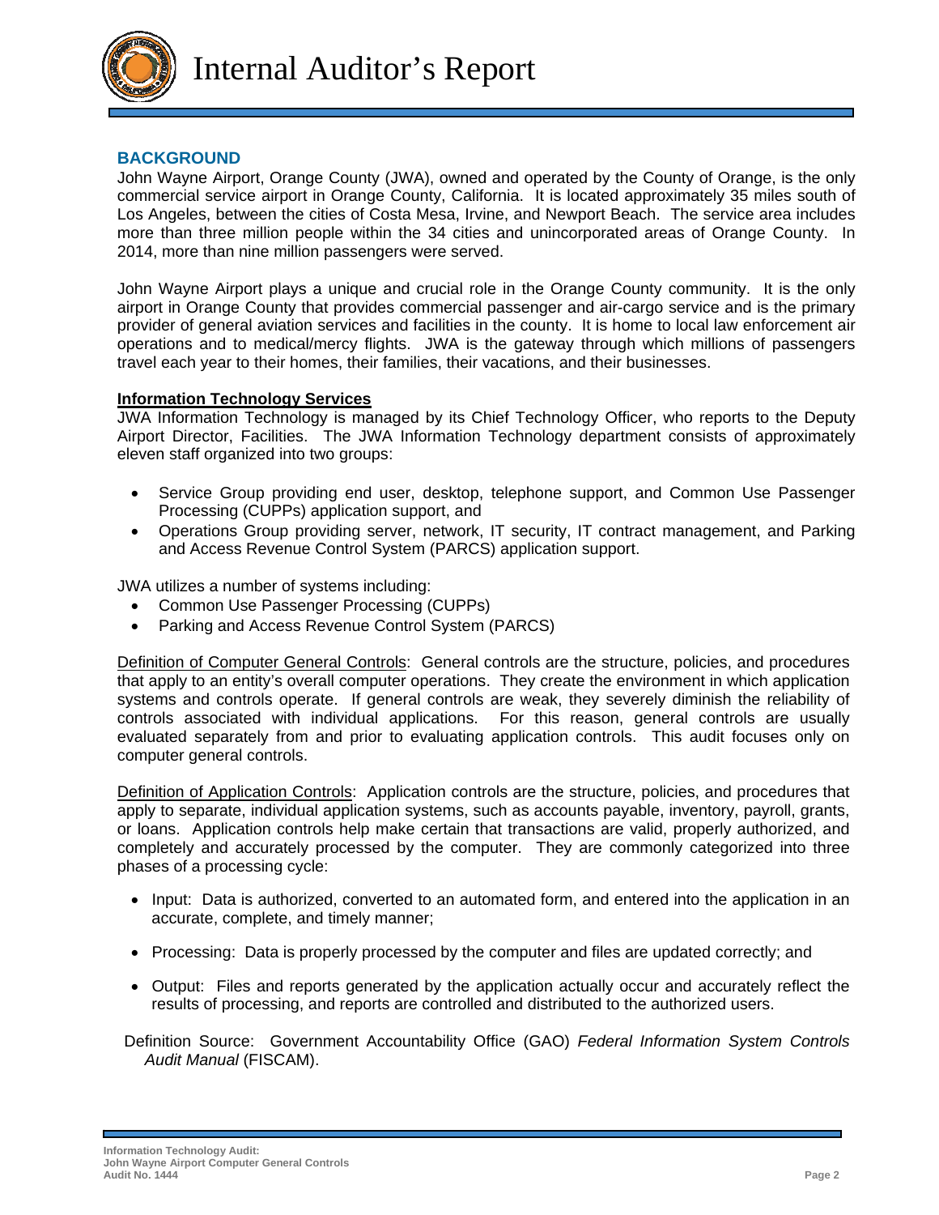# Internal Auditor's Report

## BACKGROUND

John Wayne Airport, Orange County (JWA), owned and operated by the County of Orange, is the only commercial service airport in Orange County, California. It is located approximately 35 miles south of Los Angeles, between the cities of Costa Mesa, Irvine, and Newport Beach. The service area includes more than three million people within the 34 cities and unincorporated areas of Orange County. In 2014, more than nine million passengers were served.

John Wayne Airport plays a unique and crucial role in the Orange County community. It is the only airport in Orange County that provides commercial passenger and air-cargo service and is the primary provider of general aviation services and facilities in the county. It is home to local law enforcement air operations and to medical/mercy flights. JWA is the gateway through which millions of passengers travel each year to their homes, their families, their vacations, and their businesses.

**Information Technology Services**

JWA Information Technology is managed by its Chief Technology Officer, who reports to the Deputy Airport Director, Facilities. The JWA Information Technology department consists of approximately eleven staff organized into two groups:

- Service Group providing end user, desktop, telephone support, and Common Use Passenger Processing (CUPPs) application support, and
- Operations Group providing server, network, IT security, IT contract management, and Parking and Access Revenue Control System (PARCS) application support.

JWA utilizes a number of systems including:

- Common Use Passenger Processing (CUPPs)
- Parking and Access Revenue Control System (PARCS)

Definition of Computer General Controls: General controls are the structure, policies, and procedures that apply to an entity's overall computer operations. They create the environment in which application systems and controls operate. If general controls are weak, they severely diminish the reliability of controls associated with individual applications. For this reason, general controls are usually evaluated separately from and prior to evaluating application controls. This audit focuses only on computer general controls.

Definition of Application Controls: Application controls are the structure, policies, and procedures that apply to separate, individual application systems, such as accounts payable, inventory, payroll, grants, or loans. Application controls help make certain that transactions are valid, properly authorized, and completely and accurately processed by the computer. They are commonly categorized into three phases of a processing cycle:

- Input: Data is authorized, converted to an automated form, and entered into the application in an accurate, complete, and timely manner;
- Processing: Data is properly processed by the computer and files are updated correctly; and
- Output: Files and reports generated by the application actually occur and accurately reflect the results of processing, and reports are controlled and distributed to the authorized users.

Definition Source: Government Accountability Office (GAO) *Federal Information System Controls Audit Manual* (FISCAM).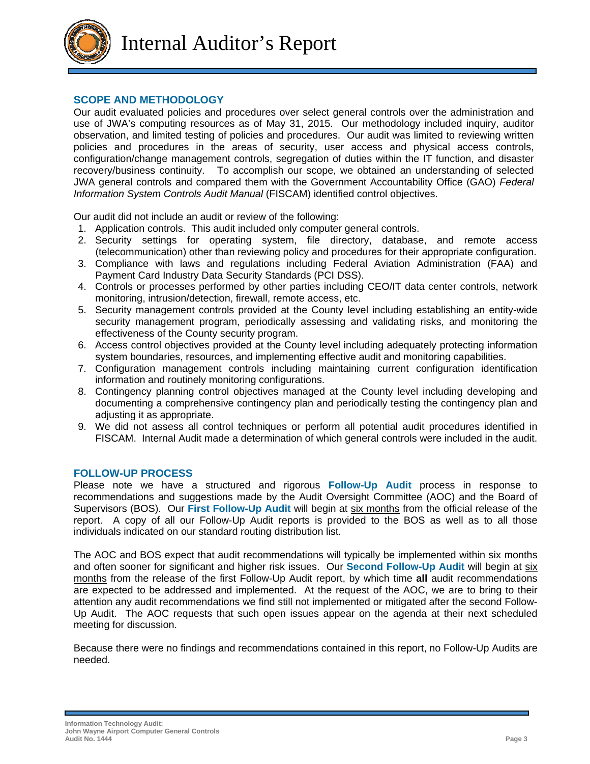## SCOPE AND METHODOLOGY

Our audit evaluated policies and procedures over select general controls over the administration and use of JWA's computing resources as of May 31, 2015. Our methodology included inquiry, auditor observation, and limited testing of policies and procedures. Our audit was limited to reviewing written policies and procedures in the areas of security, user access and physical access controls, configuration/change management controls, segregation of duties within the IT function, and disaster recovery/business continuity. To accomplish our scope, we obtained an understanding of selected JWA general controls and compared them with the Government Accountability Office (GAO) *Federal Information System Controls Audit Manual* (FISCAM) identified control objectives.

Our audit did not include an audit or review of the following:

1. Application controls. This audit included only computer general controls.
2. Security settings for operating system, file directory, database, and remote access (telecommunication) other than reviewing policy and procedures for their appropriate configuration.
3. Compliance with laws and regulations including Federal Aviation Administration (FAA) and Payment Card Industry Data Security Standards (PCI DSS).
4. Controls or processes performed by other parties including CEO/IT data center controls, network monitoring, intrusion/detection, firewall, remote access, etc.
5. Security management controls provided at the County level including establishing an entity-wide security management program, periodically assessing and validating risks, and monitoring the effectiveness of the County security program.
6. Access control objectives provided at the County level including adequately protecting information system boundaries, resources, and implementing effective audit and monitoring capabilities.
7. Configuration management controls including maintaining current configuration identification information and routinely monitoring configurations.
8. Contingency planning control objectives managed at the County level including developing and documenting a comprehensive contingency plan and periodically testing the contingency plan and adjusting it as appropriate.
9. We did not assess all control techniques or perform all potential audit procedures identified in FISCAM. Internal Audit made a determination of which general controls were included in the audit.

## FOLLOW-UP PROCESS

Please note we have a structured and rigorous **Follow-Up Audit** process in response to recommendations and suggestions made by the Audit Oversight Committee (AOC) and the Board of Supervisors (BOS). Our **First Follow-Up Audit** will begin at six months from the official release of the report. A copy of all our Follow-Up Audit reports is provided to the BOS as well as to all those individuals indicated on our standard routing distribution list.

The AOC and BOS expect that audit recommendations will typically be implemented within six months and often sooner for significant and higher risk issues. Our **Second Follow-Up Audit** will begin at six months from the release of the first Follow-Up Audit report, by which time **all** audit recommendations are expected to be addressed and implemented. At the request of the AOC, we are to bring to their attention any audit recommendations we find still not implemented or mitigated after the second Follow-Up Audit. The AOC requests that such open issues appear on the agenda at their next scheduled meeting for discussion.

Because there were no findings and recommendations contained in this report, no Follow-Up Audits are needed.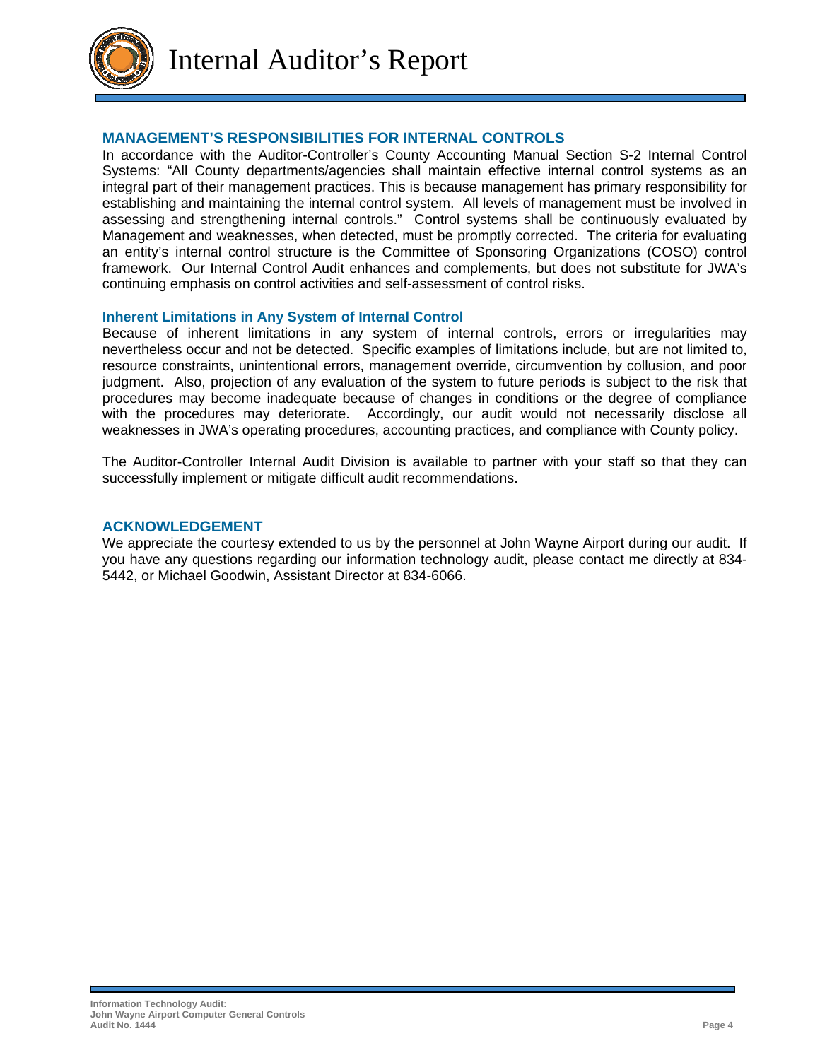# Internal Auditor's Report

## MANAGEMENT'S RESPONSIBILITIES FOR INTERNAL CONTROLS

In accordance with the Auditor-Controller's County Accounting Manual Section S-2 Internal Control Systems: "All County departments/agencies shall maintain effective internal control systems as an integral part of their management practices. This is because management has primary responsibility for establishing and maintaining the internal control system. All levels of management must be involved in assessing and strengthening internal controls." Control systems shall be continuously evaluated by Management and weaknesses, when detected, must be promptly corrected. The criteria for evaluating an entity's internal control structure is the Committee of Sponsoring Organizations (COSO) control framework. Our Internal Control Audit enhances and complements, but does not substitute for JWA's continuing emphasis on control activities and self-assessment of control risks.

### Inherent Limitations in Any System of Internal Control

Because of inherent limitations in any system of internal controls, errors or irregularities may nevertheless occur and not be detected. Specific examples of limitations include, but are not limited to, resource constraints, unintentional errors, management override, circumvention by collusion, and poor judgment. Also, projection of any evaluation of the system to future periods is subject to the risk that procedures may become inadequate because of changes in conditions or the degree of compliance with the procedures may deteriorate. Accordingly, our audit would not necessarily disclose all weaknesses in JWA's operating procedures, accounting practices, and compliance with County policy.

The Auditor-Controller Internal Audit Division is available to partner with your staff so that they can successfully implement or mitigate difficult audit recommendations.

## ACKNOWLEDGEMENT

We appreciate the courtesy extended to us by the personnel at John Wayne Airport during our audit. If you have any questions regarding our information technology audit, please contact me directly at 834-5442, or Michael Goodwin, Assistant Director at 834-6066.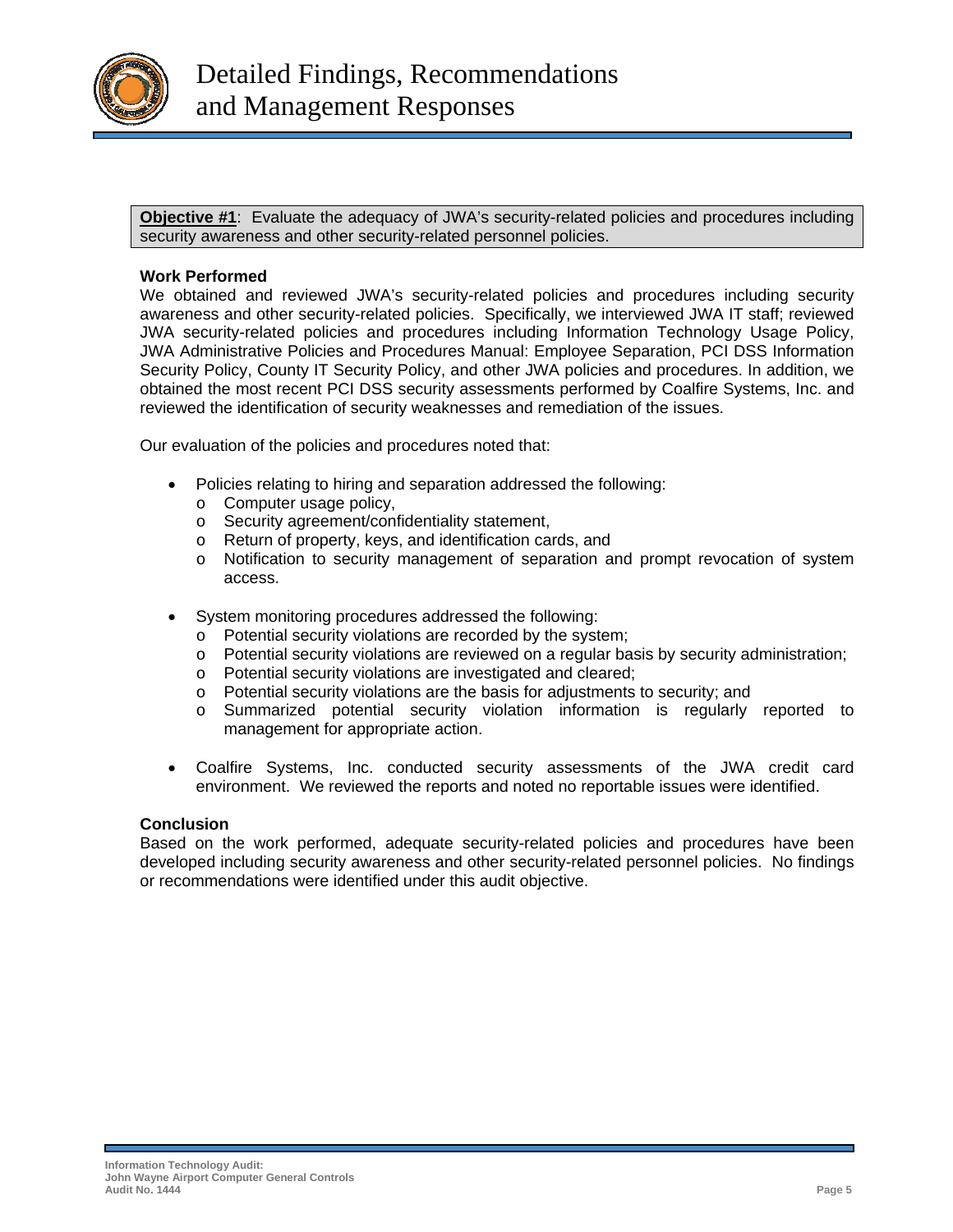# Detailed Findings, Recommendations and Management Responses

**Objective #1**: Evaluate the adequacy of JWA's security-related policies and procedures including security awareness and other security-related personnel policies.

**Work Performed**

We obtained and reviewed JWA's security-related policies and procedures including security awareness and other security-related policies. Specifically, we interviewed JWA IT staff; reviewed JWA security-related policies and procedures including Information Technology Usage Policy, JWA Administrative Policies and Procedures Manual: Employee Separation, PCI DSS Information Security Policy, County IT Security Policy, and other JWA policies and procedures. In addition, we obtained the most recent PCI DSS security assessments performed by Coalfire Systems, Inc. and reviewed the identification of security weaknesses and remediation of the issues.

Our evaluation of the policies and procedures noted that:

- Policies relating to hiring and separation addressed the following:
  - Computer usage policy,
  - Security agreement/confidentiality statement,
  - Return of property, keys, and identification cards, and
  - Notification to security management of separation and prompt revocation of system access.

- System monitoring procedures addressed the following:
  - Potential security violations are recorded by the system;
  - Potential security violations are reviewed on a regular basis by security administration;
  - Potential security violations are investigated and cleared;
  - Potential security violations are the basis for adjustments to security; and
  - Summarized potential security violation information is regularly reported to management for appropriate action.

- Coalfire Systems, Inc. conducted security assessments of the JWA credit card environment. We reviewed the reports and noted no reportable issues were identified.

**Conclusion**

Based on the work performed, adequate security-related policies and procedures have been developed including security awareness and other security-related personnel policies. No findings or recommendations were identified under this audit objective.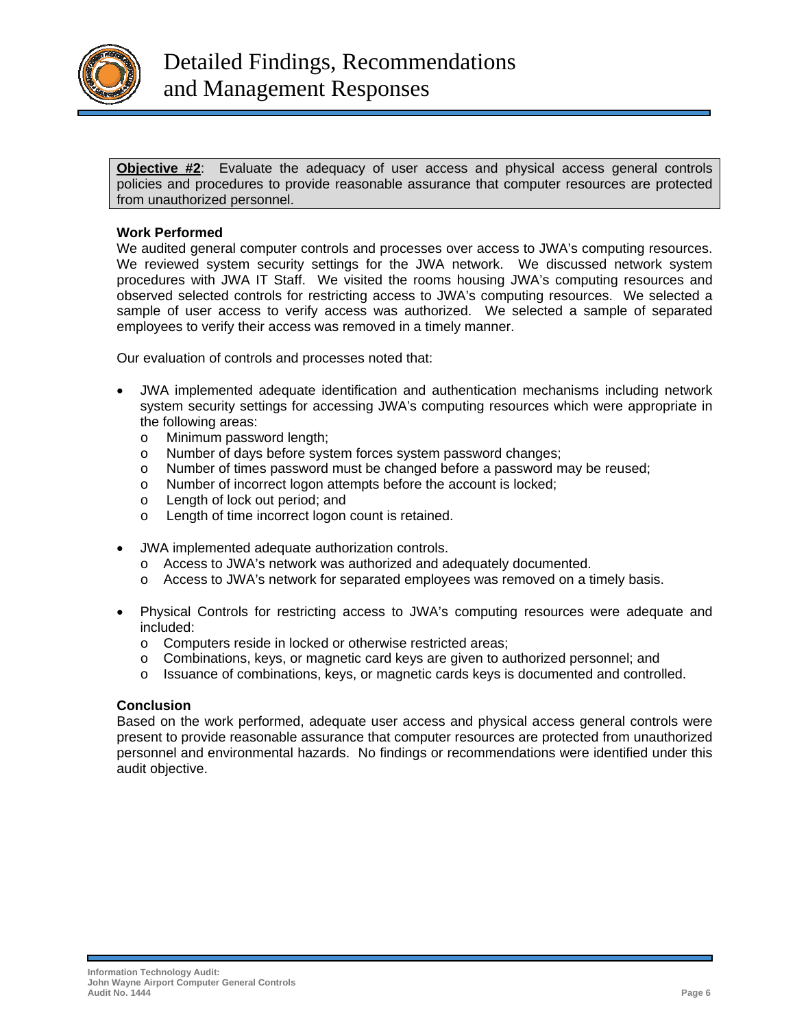# Detailed Findings, Recommendations and Management Responses

**Objective #2**: Evaluate the adequacy of user access and physical access general controls policies and procedures to provide reasonable assurance that computer resources are protected from unauthorized personnel.

### Work Performed

We audited general computer controls and processes over access to JWA's computing resources. We reviewed system security settings for the JWA network. We discussed network system procedures with JWA IT Staff. We visited the rooms housing JWA's computing resources and observed selected controls for restricting access to JWA's computing resources. We selected a sample of user access to verify access was authorized. We selected a sample of separated employees to verify their access was removed in a timely manner.

Our evaluation of controls and processes noted that:

- JWA implemented adequate identification and authentication mechanisms including network system security settings for accessing JWA's computing resources which were appropriate in the following areas:
  - Minimum password length;
  - Number of days before system forces system password changes;
  - Number of times password must be changed before a password may be reused;
  - Number of incorrect logon attempts before the account is locked;
  - Length of lock out period; and
  - Length of time incorrect logon count is retained.

- JWA implemented adequate authorization controls.
  - Access to JWA's network was authorized and adequately documented.
  - Access to JWA's network for separated employees was removed on a timely basis.

- Physical Controls for restricting access to JWA's computing resources were adequate and included:
  - Computers reside in locked or otherwise restricted areas;
  - Combinations, keys, or magnetic card keys are given to authorized personnel; and
  - Issuance of combinations, keys, or magnetic cards keys is documented and controlled.

### Conclusion

Based on the work performed, adequate user access and physical access general controls were present to provide reasonable assurance that computer resources are protected from unauthorized personnel and environmental hazards. No findings or recommendations were identified under this audit objective.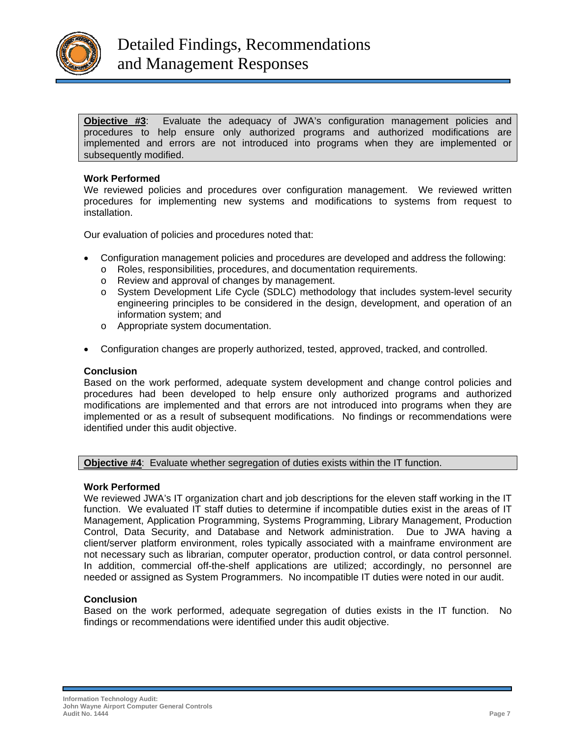# Detailed Findings, Recommendations and Management Responses

**Objective #3**: Evaluate the adequacy of JWA's configuration management policies and procedures to help ensure only authorized programs and authorized modifications are implemented and errors are not introduced into programs when they are implemented or subsequently modified.

**Work Performed**

We reviewed policies and procedures over configuration management. We reviewed written procedures for implementing new systems and modifications to systems from request to installation.

Our evaluation of policies and procedures noted that:

- Configuration management policies and procedures are developed and address the following:
  - Roles, responsibilities, procedures, and documentation requirements.
  - Review and approval of changes by management.
  - System Development Life Cycle (SDLC) methodology that includes system-level security engineering principles to be considered in the design, development, and operation of an information system; and
  - Appropriate system documentation.
- Configuration changes are properly authorized, tested, approved, tracked, and controlled.

**Conclusion**

Based on the work performed, adequate system development and change control policies and procedures had been developed to help ensure only authorized programs and authorized modifications are implemented and that errors are not introduced into programs when they are implemented or as a result of subsequent modifications. No findings or recommendations were identified under this audit objective.

**Objective #4**: Evaluate whether segregation of duties exists within the IT function.

**Work Performed**

We reviewed JWA's IT organization chart and job descriptions for the eleven staff working in the IT function. We evaluated IT staff duties to determine if incompatible duties exist in the areas of IT Management, Application Programming, Systems Programming, Library Management, Production Control, Data Security, and Database and Network administration. Due to JWA having a client/server platform environment, roles typically associated with a mainframe environment are not necessary such as librarian, computer operator, production control, or data control personnel. In addition, commercial off-the-shelf applications are utilized; accordingly, no personnel are needed or assigned as System Programmers. No incompatible IT duties were noted in our audit.

**Conclusion**

Based on the work performed, adequate segregation of duties exists in the IT function. No findings or recommendations were identified under this audit objective.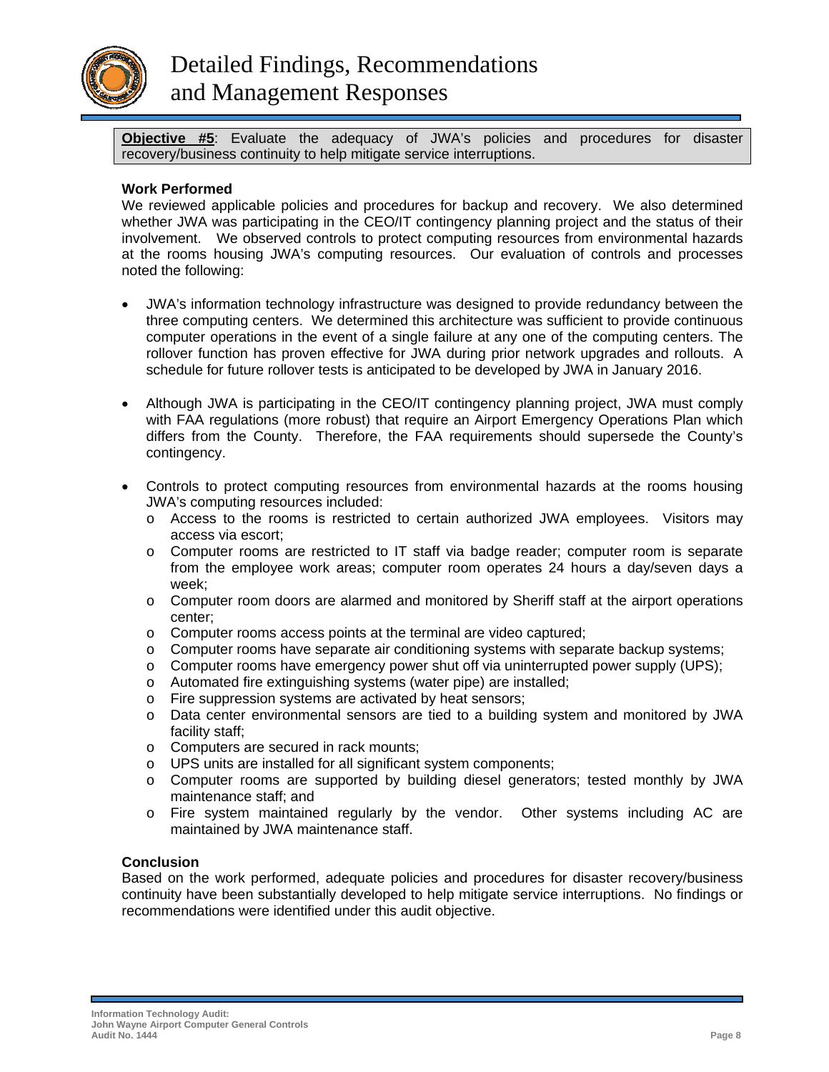# Detailed Findings, Recommendations and Management Responses

**Objective #5**: Evaluate the adequacy of JWA's policies and procedures for disaster recovery/business continuity to help mitigate service interruptions.

**Work Performed**

We reviewed applicable policies and procedures for backup and recovery. We also determined whether JWA was participating in the CEO/IT contingency planning project and the status of their involvement. We observed controls to protect computing resources from environmental hazards at the rooms housing JWA's computing resources. Our evaluation of controls and processes noted the following:

- JWA's information technology infrastructure was designed to provide redundancy between the three computing centers. We determined this architecture was sufficient to provide continuous computer operations in the event of a single failure at any one of the computing centers. The rollover function has proven effective for JWA during prior network upgrades and rollouts. A schedule for future rollover tests is anticipated to be developed by JWA in January 2016.

- Although JWA is participating in the CEO/IT contingency planning project, JWA must comply with FAA regulations (more robust) that require an Airport Emergency Operations Plan which differs from the County. Therefore, the FAA requirements should supersede the County's contingency.

- Controls to protect computing resources from environmental hazards at the rooms housing JWA's computing resources included:
  - Access to the rooms is restricted to certain authorized JWA employees. Visitors may access via escort;
  - Computer rooms are restricted to IT staff via badge reader; computer room is separate from the employee work areas; computer room operates 24 hours a day/seven days a week;
  - Computer room doors are alarmed and monitored by Sheriff staff at the airport operations center;
  - Computer rooms access points at the terminal are video captured;
  - Computer rooms have separate air conditioning systems with separate backup systems;
  - Computer rooms have emergency power shut off via uninterrupted power supply (UPS);
  - Automated fire extinguishing systems (water pipe) are installed;
  - Fire suppression systems are activated by heat sensors;
  - Data center environmental sensors are tied to a building system and monitored by JWA facility staff;
  - Computers are secured in rack mounts;
  - UPS units are installed for all significant system components;
  - Computer rooms are supported by building diesel generators; tested monthly by JWA maintenance staff; and
  - Fire system maintained regularly by the vendor. Other systems including AC are maintained by JWA maintenance staff.

**Conclusion**

Based on the work performed, adequate policies and procedures for disaster recovery/business continuity have been substantially developed to help mitigate service interruptions. No findings or recommendations were identified under this audit objective.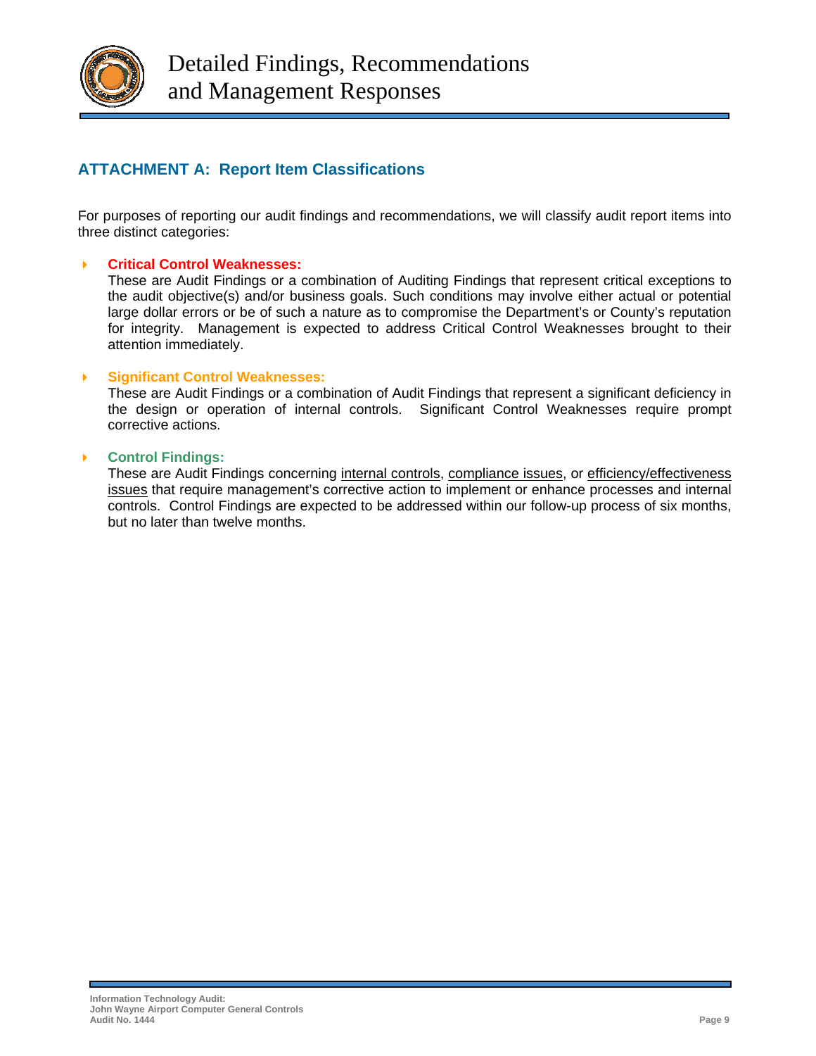# Detailed Findings, Recommendations and Management Responses

## ATTACHMENT A: Report Item Classifications

For purposes of reporting our audit findings and recommendations, we will classify audit report items into three distinct categories:

- **Critical Control Weaknesses:**
  These are Audit Findings or a combination of Auditing Findings that represent critical exceptions to the audit objective(s) and/or business goals. Such conditions may involve either actual or potential large dollar errors or be of such a nature as to compromise the Department's or County's reputation for integrity. Management is expected to address Critical Control Weaknesses brought to their attention immediately.

- **Significant Control Weaknesses:**
  These are Audit Findings or a combination of Audit Findings that represent a significant deficiency in the design or operation of internal controls. Significant Control Weaknesses require prompt corrective actions.

- **Control Findings:**
  These are Audit Findings concerning internal controls, compliance issues, or efficiency/effectiveness issues that require management's corrective action to implement or enhance processes and internal controls. Control Findings are expected to be addressed within our follow-up process of six months, but no later than twelve months.